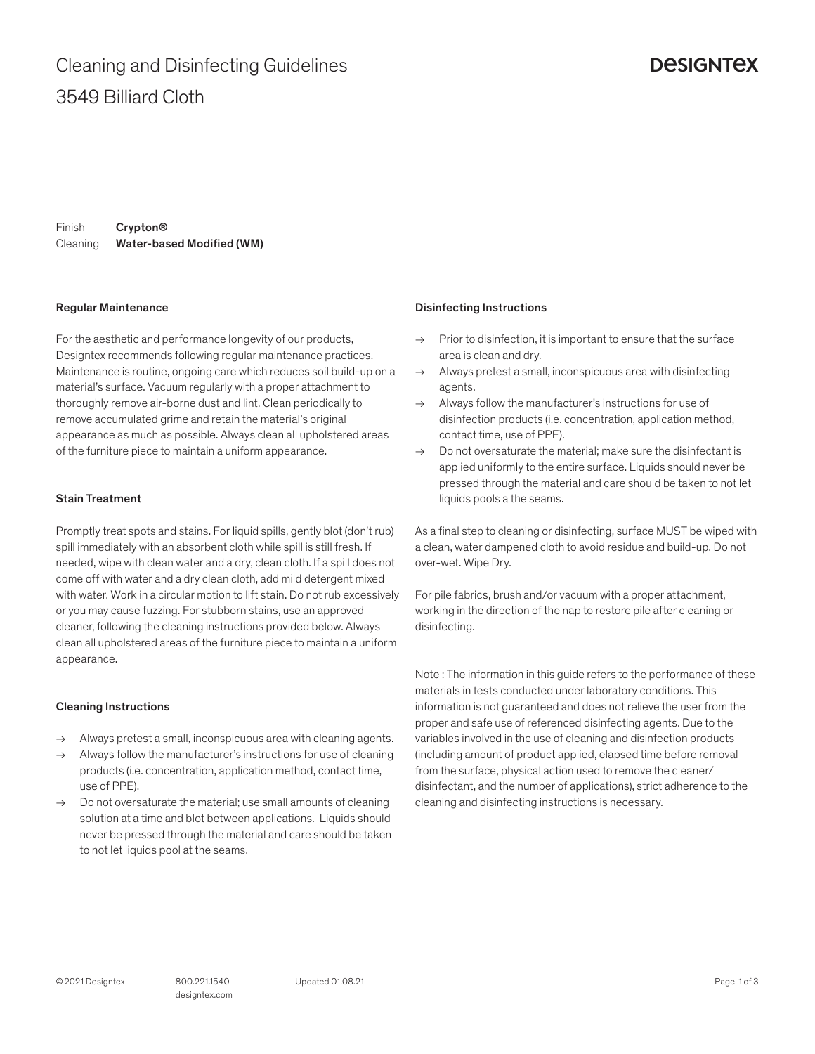# Cleaning and Disinfecting Guidelines

## 3549 Billiard Cloth

DESIGNTEX

Finish **Crypton®**
Cleaning **Water-based Modified (WM)**

### Regular Maintenance

For the aesthetic and performance longevity of our products, Designtex recommends following regular maintenance practices. Maintenance is routine, ongoing care which reduces soil build-up on a material's surface. Vacuum regularly with a proper attachment to thoroughly remove air-borne dust and lint. Clean periodically to remove accumulated grime and retain the material's original appearance as much as possible. Always clean all upholstered areas of the furniture piece to maintain a uniform appearance.

### Stain Treatment

Promptly treat spots and stains. For liquid spills, gently blot (don't rub) spill immediately with an absorbent cloth while spill is still fresh. If needed, wipe with clean water and a dry, clean cloth. If a spill does not come off with water and a dry clean cloth, add mild detergent mixed with water. Work in a circular motion to lift stain. Do not rub excessively or you may cause fuzzing. For stubborn stains, use an approved cleaner, following the cleaning instructions provided below. Always clean all upholstered areas of the furniture piece to maintain a uniform appearance.

### Cleaning Instructions

- → Always pretest a small, inconspicuous area with cleaning agents.
- → Always follow the manufacturer's instructions for use of cleaning products (i.e. concentration, application method, contact time, use of PPE).
- → Do not oversaturate the material; use small amounts of cleaning solution at a time and blot between applications. Liquids should never be pressed through the material and care should be taken to not let liquids pool at the seams.

### Disinfecting Instructions

- → Prior to disinfection, it is important to ensure that the surface area is clean and dry.
- → Always pretest a small, inconspicuous area with disinfecting agents.
- → Always follow the manufacturer's instructions for use of disinfection products (i.e. concentration, application method, contact time, use of PPE).
- → Do not oversaturate the material; make sure the disinfectant is applied uniformly to the entire surface. Liquids should never be pressed through the material and care should be taken to not let liquids pools a the seams.

As a final step to cleaning or disinfecting, surface MUST be wiped with a clean, water dampened cloth to avoid residue and build-up. Do not over-wet. Wipe Dry.

For pile fabrics, brush and/or vacuum with a proper attachment, working in the direction of the nap to restore pile after cleaning or disinfecting.

Note : The information in this guide refers to the performance of these materials in tests conducted under laboratory conditions. This information is not guaranteed and does not relieve the user from the proper and safe use of referenced disinfecting agents. Due to the variables involved in the use of cleaning and disinfection products (including amount of product applied, elapsed time before removal from the surface, physical action used to remove the cleaner/ disinfectant, and the number of applications), strict adherence to the cleaning and disinfecting instructions is necessary.

© 2021 Designtex 800.221.1540 designtex.com Updated 01.08.21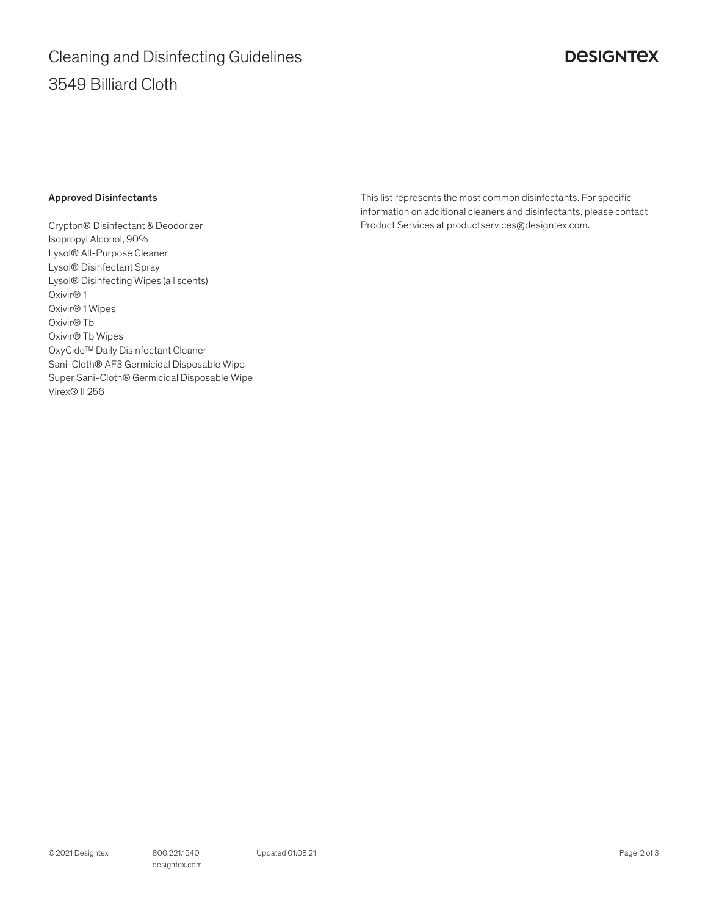### Approved Disinfectants

Crypton® Disinfectant & Deodorizer
Isopropyl Alcohol, 90%
Lysol® All-Purpose Cleaner
Lysol® Disinfectant Spray
Lysol® Disinfecting Wipes (all scents)
Oxivir® 1
Oxivir® 1 Wipes
Oxivir® Tb
Oxivir® Tb Wipes
OxyCide™ Daily Disinfectant Cleaner
Sani-Cloth® AF3 Germicidal Disposable Wipe
Super Sani-Cloth® Germicidal Disposable Wipe
Virex® II 256

This list represents the most common disinfectants. For specific information on additional cleaners and disinfectants, please contact Product Services at productservices@designtex.com.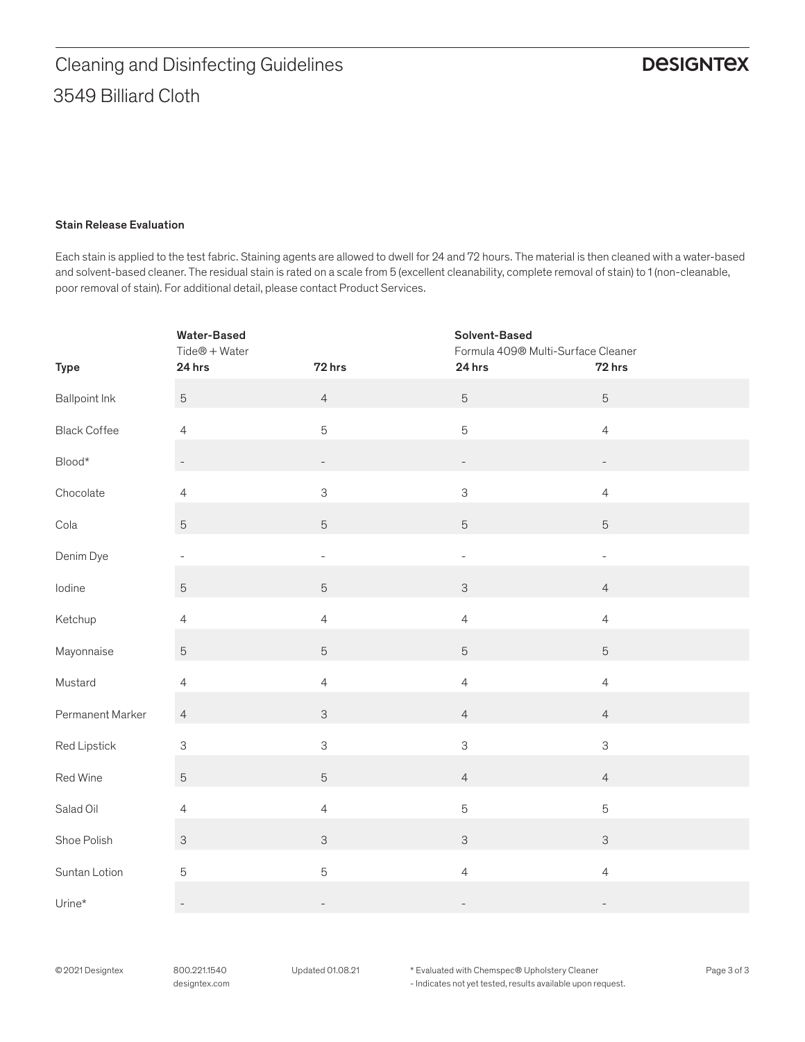# Cleaning and Disinfecting Guidelines

## 3549 Billiard Cloth

### Stain Release Evaluation

Each stain is applied to the test fabric. Staining agents are allowed to dwell for 24 and 72 hours. The material is then cleaned with a water-based and solvent-based cleaner. The residual stain is rated on a scale from 5 (excellent cleanability, complete removal of stain) to 1 (non-cleanable, poor removal of stain). For additional detail, please contact Product Services.

| | **Water-Based** Tide® + Water | | **Solvent-Based** Formula 409® Multi-Surface Cleaner | |
|---|---|---|---|---|
| **Type** | **24 hrs** | **72 hrs** | **24 hrs** | **72 hrs** |
| Ballpoint Ink | 5 | 4 | 5 | 5 |
| Black Coffee | 4 | 5 | 5 | 4 |
| Blood* | - | - | - | - |
| Chocolate | 4 | 3 | 3 | 4 |
| Cola | 5 | 5 | 5 | 5 |
| Denim Dye | - | - | - | - |
| Iodine | 5 | 5 | 3 | 4 |
| Ketchup | 4 | 4 | 4 | 4 |
| Mayonnaise | 5 | 5 | 5 | 5 |
| Mustard | 4 | 4 | 4 | 4 |
| Permanent Marker | 4 | 3 | 4 | 4 |
| Red Lipstick | 3 | 3 | 3 | 3 |
| Red Wine | 5 | 5 | 4 | 4 |
| Salad Oil | 4 | 4 | 5 | 5 |
| Shoe Polish | 3 | 3 | 3 | 3 |
| Suntan Lotion | 5 | 5 | 4 | 4 |
| Urine* | - | - | - | - |

* Evaluated with Chemspec® Upholstery Cleaner
- Indicates not yet tested, results available upon request.

© 2021 Designtex 800.221.1540 designtex.com Updated 01.08.21